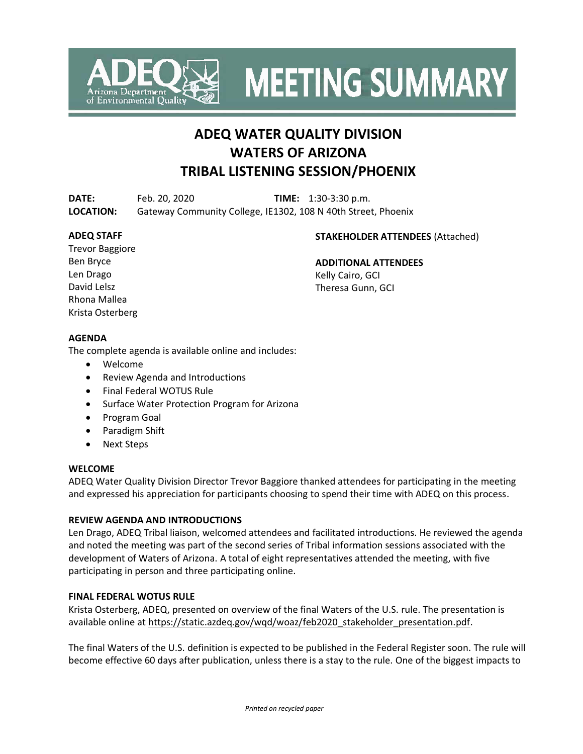# ADEQ MEETING SUMMARY

## ADEQ WATER QUALITY DIVISION
## WATERS OF ARIZONA
## TRIBAL LISTENING SESSION/PHOENIX

**DATE:** Feb. 20, 2020 **TIME:** 1:30-3:30 p.m.
**LOCATION:** Gateway Community College, IE1302, 108 N 40th Street, Phoenix

**ADEQ STAFF**
Trevor Baggiore
Ben Bryce
Len Drago
David Lelsz
Rhona Mallea
Krista Osterberg

**STAKEHOLDER ATTENDEES** (Attached)

**ADDITIONAL ATTENDEES**
Kelly Cairo, GCI
Theresa Gunn, GCI

**AGENDA**
The complete agenda is available online and includes:

- Welcome
- Review Agenda and Introductions
- Final Federal WOTUS Rule
- Surface Water Protection Program for Arizona
- Program Goal
- Paradigm Shift
- Next Steps

**WELCOME**
ADEQ Water Quality Division Director Trevor Baggiore thanked attendees for participating in the meeting and expressed his appreciation for participants choosing to spend their time with ADEQ on this process.

**REVIEW AGENDA AND INTRODUCTIONS**
Len Drago, ADEQ Tribal liaison, welcomed attendees and facilitated introductions. He reviewed the agenda and noted the meeting was part of the second series of Tribal information sessions associated with the development of Waters of Arizona. A total of eight representatives attended the meeting, with five participating in person and three participating online.

**FINAL FEDERAL WOTUS RULE**
Krista Osterberg, ADEQ, presented on overview of the final Waters of the U.S. rule. The presentation is available online at https://static.azdeq.gov/wqd/woaz/feb2020_stakeholder_presentation.pdf.

The final Waters of the U.S. definition is expected to be published in the Federal Register soon. The rule will become effective 60 days after publication, unless there is a stay to the rule. One of the biggest impacts to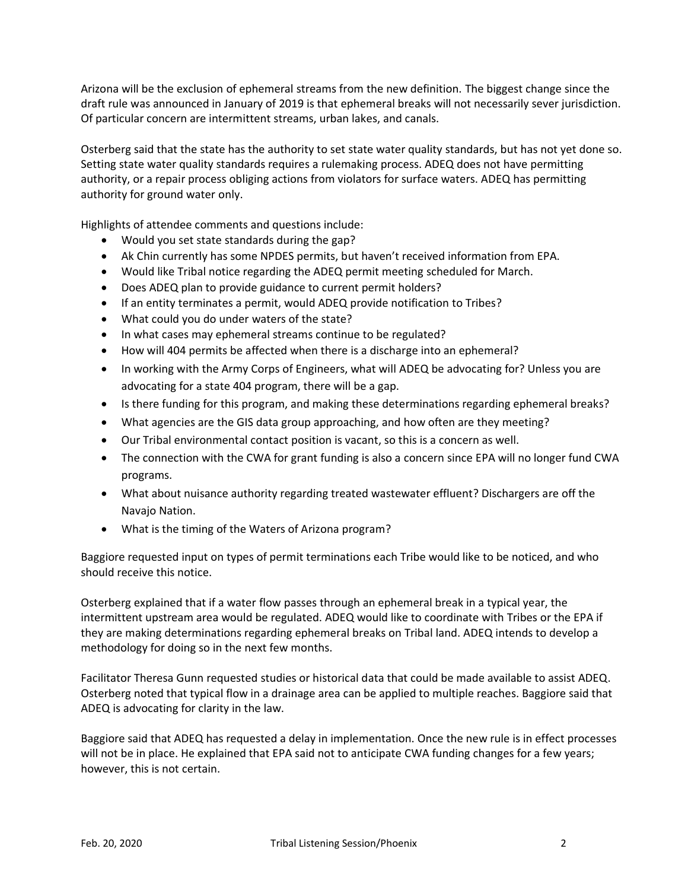Arizona will be the exclusion of ephemeral streams from the new definition. The biggest change since the draft rule was announced in January of 2019 is that ephemeral breaks will not necessarily sever jurisdiction. Of particular concern are intermittent streams, urban lakes, and canals.

Osterberg said that the state has the authority to set state water quality standards, but has not yet done so. Setting state water quality standards requires a rulemaking process. ADEQ does not have permitting authority, or a repair process obliging actions from violators for surface waters. ADEQ has permitting authority for ground water only.

Highlights of attendee comments and questions include:

- Would you set state standards during the gap?
- Ak Chin currently has some NPDES permits, but haven't received information from EPA.
- Would like Tribal notice regarding the ADEQ permit meeting scheduled for March.
- Does ADEQ plan to provide guidance to current permit holders?
- If an entity terminates a permit, would ADEQ provide notification to Tribes?
- What could you do under waters of the state?
- In what cases may ephemeral streams continue to be regulated?
- How will 404 permits be affected when there is a discharge into an ephemeral?
- In working with the Army Corps of Engineers, what will ADEQ be advocating for? Unless you are advocating for a state 404 program, there will be a gap.
- Is there funding for this program, and making these determinations regarding ephemeral breaks?
- What agencies are the GIS data group approaching, and how often are they meeting?
- Our Tribal environmental contact position is vacant, so this is a concern as well.
- The connection with the CWA for grant funding is also a concern since EPA will no longer fund CWA programs.
- What about nuisance authority regarding treated wastewater effluent? Dischargers are off the Navajo Nation.
- What is the timing of the Waters of Arizona program?

Baggiore requested input on types of permit terminations each Tribe would like to be noticed, and who should receive this notice.

Osterberg explained that if a water flow passes through an ephemeral break in a typical year, the intermittent upstream area would be regulated. ADEQ would like to coordinate with Tribes or the EPA if they are making determinations regarding ephemeral breaks on Tribal land. ADEQ intends to develop a methodology for doing so in the next few months.

Facilitator Theresa Gunn requested studies or historical data that could be made available to assist ADEQ. Osterberg noted that typical flow in a drainage area can be applied to multiple reaches. Baggiore said that ADEQ is advocating for clarity in the law.

Baggiore said that ADEQ has requested a delay in implementation. Once the new rule is in effect processes will not be in place. He explained that EPA said not to anticipate CWA funding changes for a few years; however, this is not certain.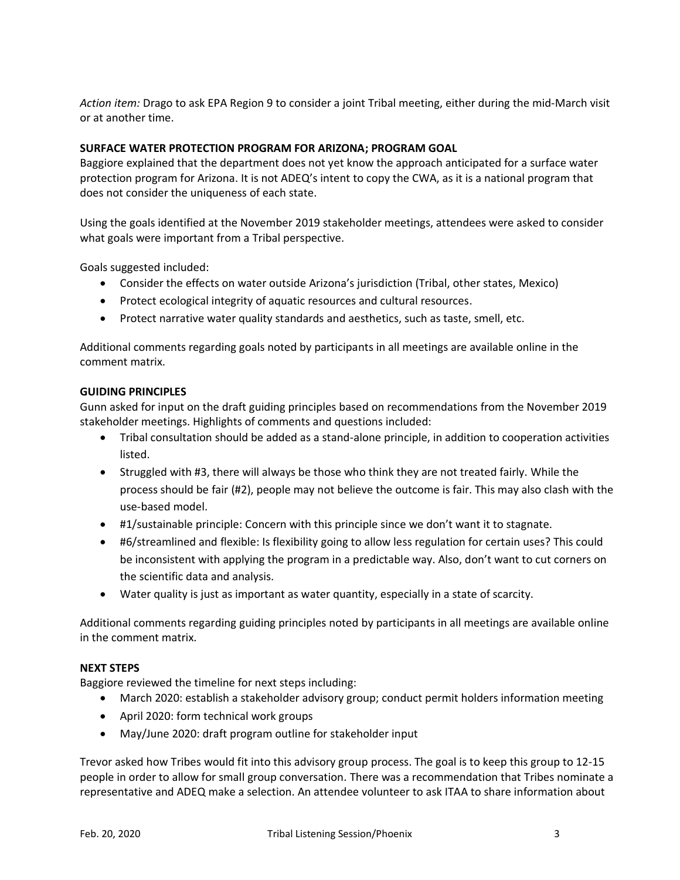*Action item:* Drago to ask EPA Region 9 to consider a joint Tribal meeting, either during the mid-March visit or at another time.

**SURFACE WATER PROTECTION PROGRAM FOR ARIZONA; PROGRAM GOAL**

Baggiore explained that the department does not yet know the approach anticipated for a surface water protection program for Arizona. It is not ADEQ's intent to copy the CWA, as it is a national program that does not consider the uniqueness of each state.

Using the goals identified at the November 2019 stakeholder meetings, attendees were asked to consider what goals were important from a Tribal perspective.

Goals suggested included:

- Consider the effects on water outside Arizona's jurisdiction (Tribal, other states, Mexico)
- Protect ecological integrity of aquatic resources and cultural resources.
- Protect narrative water quality standards and aesthetics, such as taste, smell, etc.

Additional comments regarding goals noted by participants in all meetings are available online in the comment matrix.

**GUIDING PRINCIPLES**

Gunn asked for input on the draft guiding principles based on recommendations from the November 2019 stakeholder meetings. Highlights of comments and questions included:

- Tribal consultation should be added as a stand-alone principle, in addition to cooperation activities listed.
- Struggled with #3, there will always be those who think they are not treated fairly. While the process should be fair (#2), people may not believe the outcome is fair. This may also clash with the use-based model.
- #1/sustainable principle: Concern with this principle since we don't want it to stagnate.
- #6/streamlined and flexible: Is flexibility going to allow less regulation for certain uses? This could be inconsistent with applying the program in a predictable way. Also, don't want to cut corners on the scientific data and analysis.
- Water quality is just as important as water quantity, especially in a state of scarcity.

Additional comments regarding guiding principles noted by participants in all meetings are available online in the comment matrix.

**NEXT STEPS**

Baggiore reviewed the timeline for next steps including:

- March 2020: establish a stakeholder advisory group; conduct permit holders information meeting
- April 2020: form technical work groups
- May/June 2020: draft program outline for stakeholder input

Trevor asked how Tribes would fit into this advisory group process. The goal is to keep this group to 12-15 people in order to allow for small group conversation. There was a recommendation that Tribes nominate a representative and ADEQ make a selection. An attendee volunteer to ask ITAA to share information about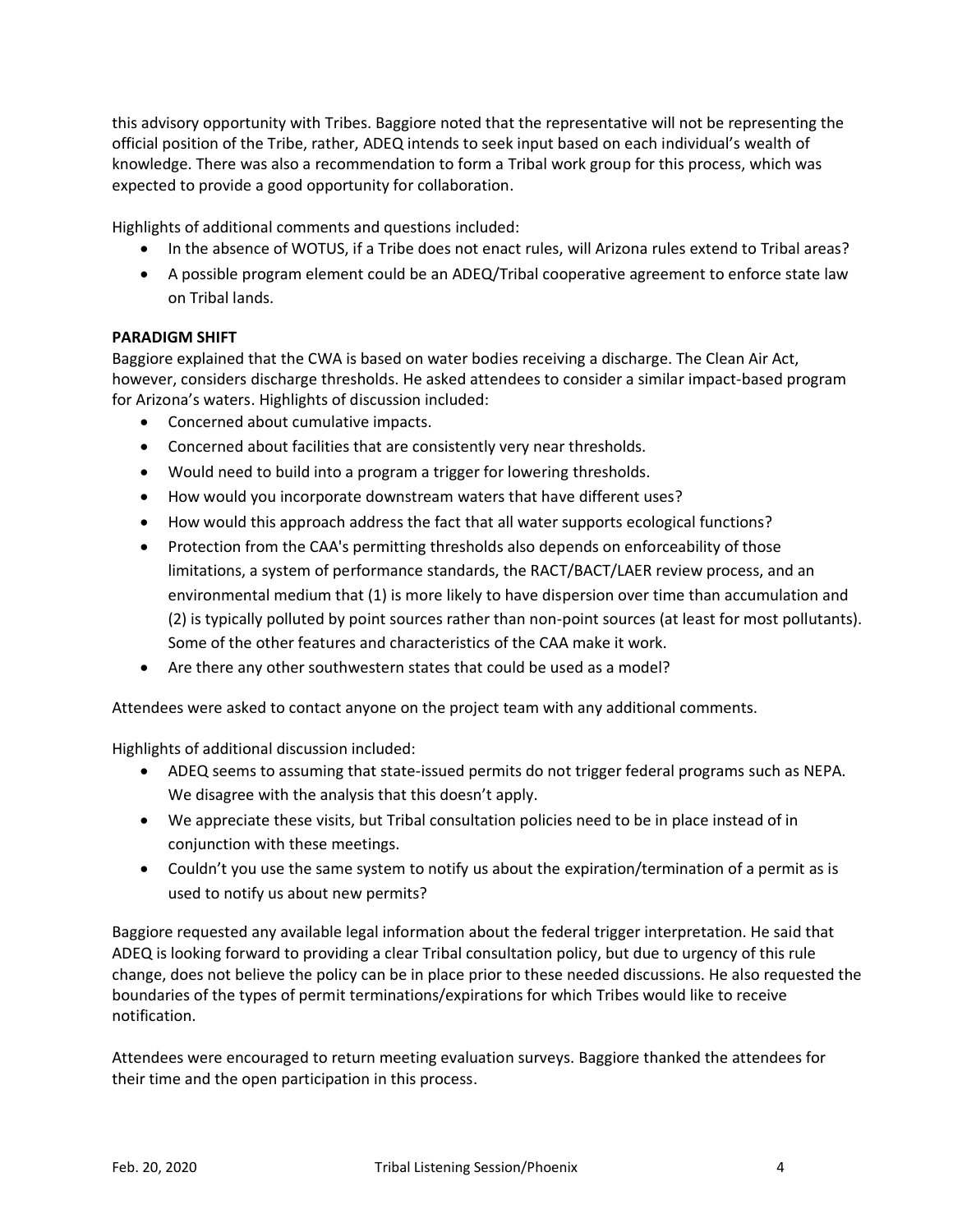this advisory opportunity with Tribes. Baggiore noted that the representative will not be representing the official position of the Tribe, rather, ADEQ intends to seek input based on each individual's wealth of knowledge. There was also a recommendation to form a Tribal work group for this process, which was expected to provide a good opportunity for collaboration.

Highlights of additional comments and questions included:

- In the absence of WOTUS, if a Tribe does not enact rules, will Arizona rules extend to Tribal areas?
- A possible program element could be an ADEQ/Tribal cooperative agreement to enforce state law on Tribal lands.

**PARADIGM SHIFT**

Baggiore explained that the CWA is based on water bodies receiving a discharge. The Clean Air Act, however, considers discharge thresholds. He asked attendees to consider a similar impact-based program for Arizona's waters. Highlights of discussion included:

- Concerned about cumulative impacts.
- Concerned about facilities that are consistently very near thresholds.
- Would need to build into a program a trigger for lowering thresholds.
- How would you incorporate downstream waters that have different uses?
- How would this approach address the fact that all water supports ecological functions?
- Protection from the CAA's permitting thresholds also depends on enforceability of those limitations, a system of performance standards, the RACT/BACT/LAER review process, and an environmental medium that (1) is more likely to have dispersion over time than accumulation and (2) is typically polluted by point sources rather than non-point sources (at least for most pollutants). Some of the other features and characteristics of the CAA make it work.
- Are there any other southwestern states that could be used as a model?

Attendees were asked to contact anyone on the project team with any additional comments.

Highlights of additional discussion included:

- ADEQ seems to assuming that state-issued permits do not trigger federal programs such as NEPA. We disagree with the analysis that this doesn't apply.
- We appreciate these visits, but Tribal consultation policies need to be in place instead of in conjunction with these meetings.
- Couldn't you use the same system to notify us about the expiration/termination of a permit as is used to notify us about new permits?

Baggiore requested any available legal information about the federal trigger interpretation. He said that ADEQ is looking forward to providing a clear Tribal consultation policy, but due to urgency of this rule change, does not believe the policy can be in place prior to these needed discussions. He also requested the boundaries of the types of permit terminations/expirations for which Tribes would like to receive notification.

Attendees were encouraged to return meeting evaluation surveys. Baggiore thanked the attendees for their time and the open participation in this process.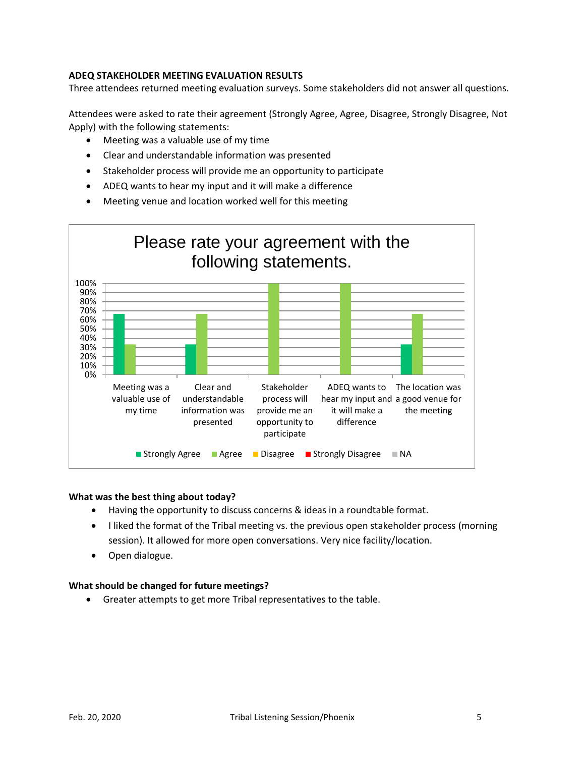**ADEQ STAKEHOLDER MEETING EVALUATION RESULTS**

Three attendees returned meeting evaluation surveys. Some stakeholders did not answer all questions.

Attendees were asked to rate their agreement (Strongly Agree, Agree, Disagree, Strongly Disagree, Not Apply) with the following statements:

- Meeting was a valuable use of my time
- Clear and understandable information was presented
- Stakeholder process will provide me an opportunity to participate
- ADEQ wants to hear my input and it will make a difference
- Meeting venue and location worked well for this meeting

**Please rate your agreement with the following statements.**

| Statement | Strongly Agree | Agree | Disagree | Strongly Disagree | NA |
|---|---|---|---|---|---|
| Meeting was a valuable use of my time | 67% | 33% | | | |
| Clear and understandable information was presented | 33% | 67% | | | |
| Stakeholder process will provide me an opportunity to participate | | 100% | | | |
| ADEQ wants to hear my input and it will make a difference | | 100% | | | |
| The location was a good venue for the meeting | 33% | 67% | | | |

**What was the best thing about today?**

- Having the opportunity to discuss concerns & ideas in a roundtable format.
- I liked the format of the Tribal meeting vs. the previous open stakeholder process (morning session). It allowed for more open conversations. Very nice facility/location.
- Open dialogue.

**What should be changed for future meetings?**

- Greater attempts to get more Tribal representatives to the table.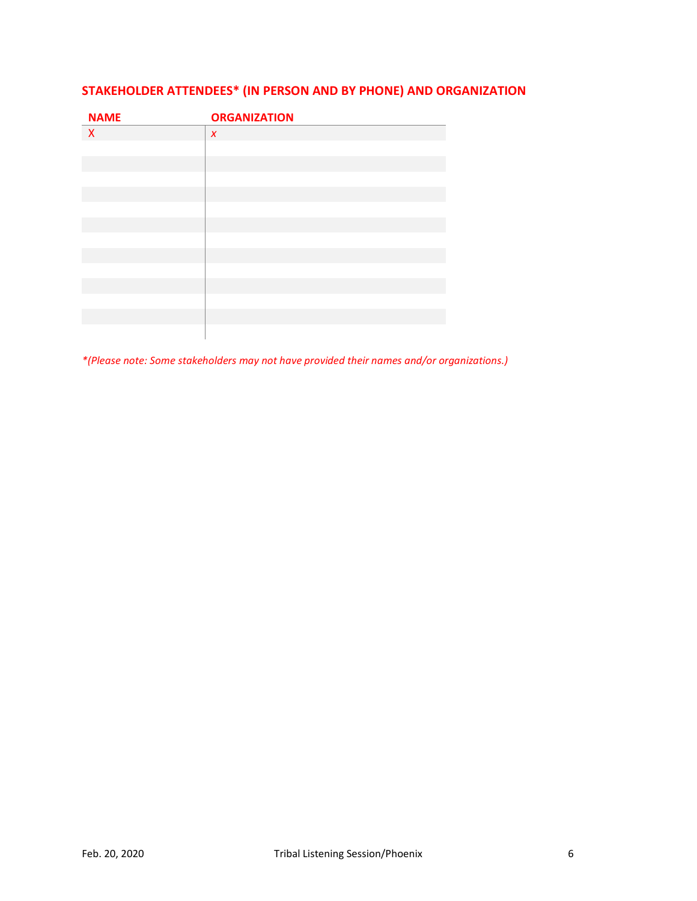## STAKEHOLDER ATTENDEES* (IN PERSON AND BY PHONE) AND ORGANIZATION

| NAME | ORGANIZATION |
|---|---|
| X | *x* |
| | |
| | |
| | |
| | |
| | |
| | |
| | |
| | |
| | |
| | |
| | |
| | |
| | |

*\*(Please note: Some stakeholders may not have provided their names and/or organizations.)*